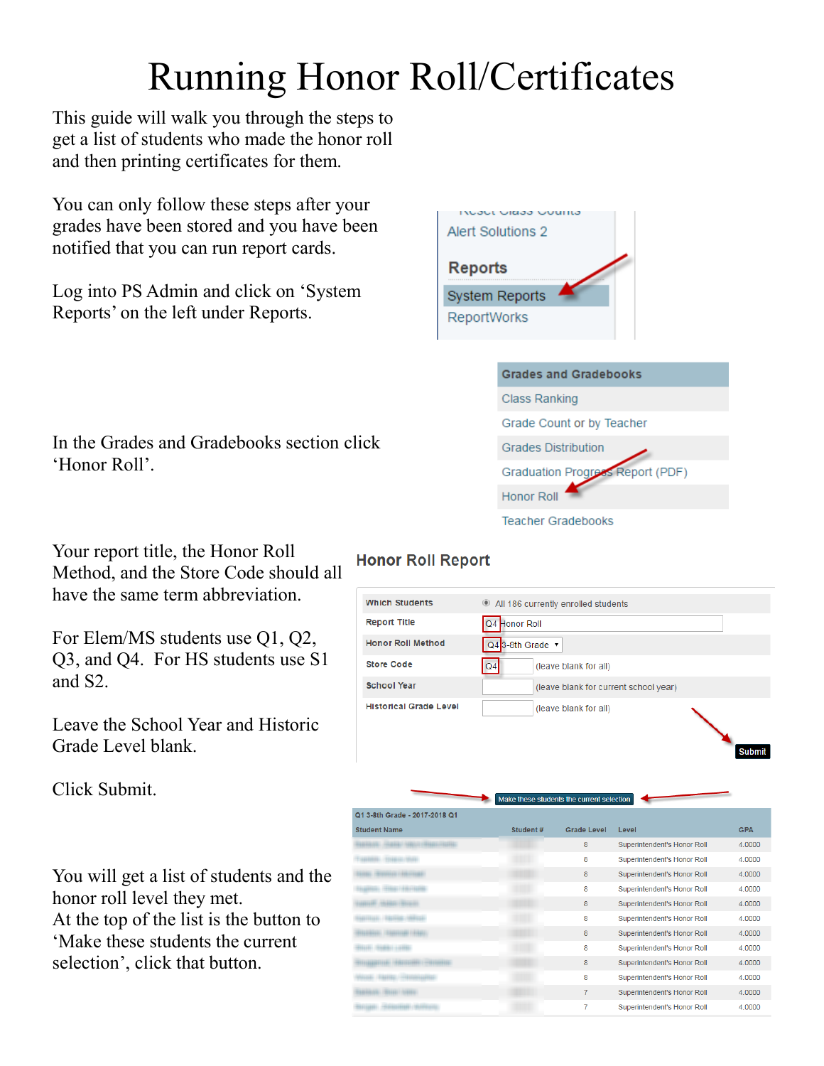# Running Honor Roll/Certificates

This guide will walk you through the steps to get a list of students who made the honor roll and then printing certificates for them.

You can only follow these steps after your grades have been stored and you have been notified that you can run report cards.

Log into PS Admin and click on 'System Reports' on the left under Reports.

Reset Class Counts
Alert Solutions 2

**Reports**

System Reports
ReportWorks

In the Grades and Gradebooks section click 'Honor Roll'.

**Grades and Gradebooks**

- Class Ranking
- Grade Count or by Teacher
- Grades Distribution
- Graduation Progress Report (PDF)
- Honor Roll
- Teacher Gradebooks

Your report title, the Honor Roll Method, and the Store Code should all have the same term abbreviation.

For Elem/MS students use Q1, Q2, Q3, and Q4. For HS students use S1 and S2.

Leave the School Year and Historic Grade Level blank.

Click Submit.

## Honor Roll Report

| | |
|---|---|
| Which Students | All 186 currently enrolled students |
| Report Title | Q4 Honor Roll |
| Honor Roll Method | Q4 3-8th Grade |
| Store Code | Q4 (leave blank for all) |
| School Year | (leave blank for current school year) |
| Historical Grade Level | (leave blank for all) |

Submit

You will get a list of students and the honor roll level they met.
At the top of the list is the button to 'Make these students the current selection', click that button.

Make these students the current selection

Q1 3-8th Grade - 2017-2018 Q1

| Student Name | Student # | Grade Level | Level | GPA |
|---|---|---|---|---|
| | | 8 | Superintendent's Honor Roll | 4.0000 |
| | | 8 | Superintendent's Honor Roll | 4.0000 |
| | | 8 | Superintendent's Honor Roll | 4.0000 |
| | | 8 | Superintendent's Honor Roll | 4.0000 |
| | | 8 | Superintendent's Honor Roll | 4.0000 |
| | | 8 | Superintendent's Honor Roll | 4.0000 |
| | | 8 | Superintendent's Honor Roll | 4.0000 |
| | | 8 | Superintendent's Honor Roll | 4.0000 |
| | | 8 | Superintendent's Honor Roll | 4.0000 |
| | | 8 | Superintendent's Honor Roll | 4.0000 |
| | | 7 | Superintendent's Honor Roll | 4.0000 |
| | | 7 | Superintendent's Honor Roll | 4.0000 |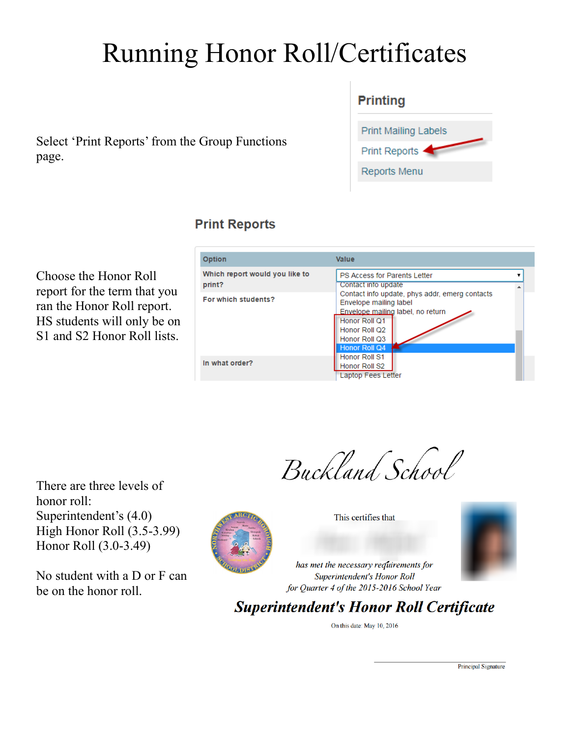# Running Honor Roll/Certificates

Select 'Print Reports' from the Group Functions page.

**Printing**

- Print Mailing Labels
- Print Reports
- Reports Menu

**Print Reports**

| Option | Value |
| --- | --- |
| Which report would you like to print? | PS Access for Parents Letter |
| For which students? | Contact info update<br>Contact info update, phys addr, emerg contacts<br>Envelope mailing label<br>Envelope mailing label, no return<br>Honor Roll Q1<br>Honor Roll Q2<br>Honor Roll Q3<br>Honor Roll Q4<br>Honor Roll S1<br>Honor Roll S2<br>Laptop Fees Letter |
| In what order? | |

Choose the Honor Roll report for the term that you ran the Honor Roll report. HS students will only be on S1 and S2 Honor Roll lists.

There are three levels of honor roll:
Superintendent's (4.0)
High Honor Roll (3.5-3.99)
Honor Roll (3.0-3.49)

No student with a D or F can be on the honor roll.

Buckland School

NORTHWEST ARCTIC BOROUGH SCHOOL DISTRICT

This certifies that

*has met the necessary requirements for*
*Superintendent's Honor Roll*
*for Quarter 4 of the 2015-2016 School Year*

***Superintendent's Honor Roll Certificate***

On this date: May 10, 2016

Principal Signature